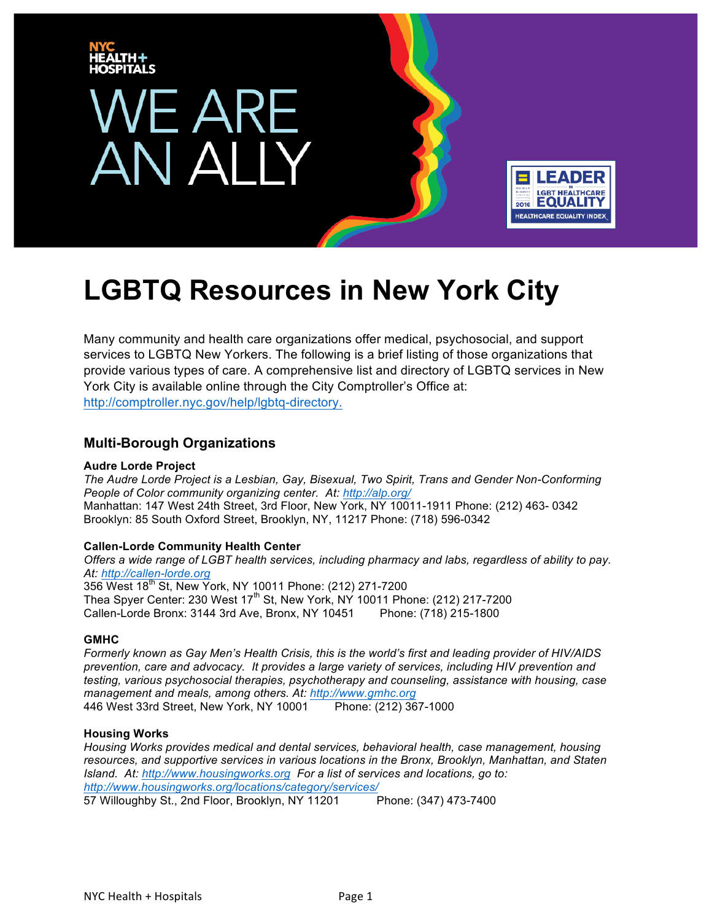NYC HEALTH+ HOSPITALS

WE ARE AN ALLY

LEADER IN LGBT HEALTHCARE EQUALITY 2016 HEALTHCARE EQUALITY INDEX

# LGBTQ Resources in New York City

Many community and health care organizations offer medical, psychosocial, and support services to LGBTQ New Yorkers. The following is a brief listing of those organizations that provide various types of care. A comprehensive list and directory of LGBTQ services in New York City is available online through the City Comptroller's Office at: http://comptroller.nyc.gov/help/lgbtq-directory.

## Multi-Borough Organizations

**Audre Lorde Project**
*The Audre Lorde Project is a Lesbian, Gay, Bisexual, Two Spirit, Trans and Gender Non-Conforming People of Color community organizing center. At: http://alp.org/*
Manhattan: 147 West 24th Street, 3rd Floor, New York, NY 10011-1911 Phone: (212) 463- 0342
Brooklyn: 85 South Oxford Street, Brooklyn, NY, 11217 Phone: (718) 596-0342

**Callen-Lorde Community Health Center**
*Offers a wide range of LGBT health services, including pharmacy and labs, regardless of ability to pay. At: http://callen-lorde.org*
356 West 18th St, New York, NY 10011 Phone: (212) 271-7200
Thea Spyer Center: 230 West 17th St, New York, NY 10011 Phone: (212) 217-7200
Callen-Lorde Bronx: 3144 3rd Ave, Bronx, NY 10451 Phone: (718) 215-1800

**GMHC**
*Formerly known as Gay Men's Health Crisis, this is the world's first and leading provider of HIV/AIDS prevention, care and advocacy. It provides a large variety of services, including HIV prevention and testing, various psychosocial therapies, psychotherapy and counseling, assistance with housing, case management and meals, among others. At: http://www.gmhc.org*
446 West 33rd Street, New York, NY 10001 Phone: (212) 367-1000

**Housing Works**
*Housing Works provides medical and dental services, behavioral health, case management, housing resources, and supportive services in various locations in the Bronx, Brooklyn, Manhattan, and Staten Island. At: http://www.housingworks.org For a list of services and locations, go to: http://www.housingworks.org/locations/category/services/*
57 Willoughby St., 2nd Floor, Brooklyn, NY 11201 Phone: (347) 473-7400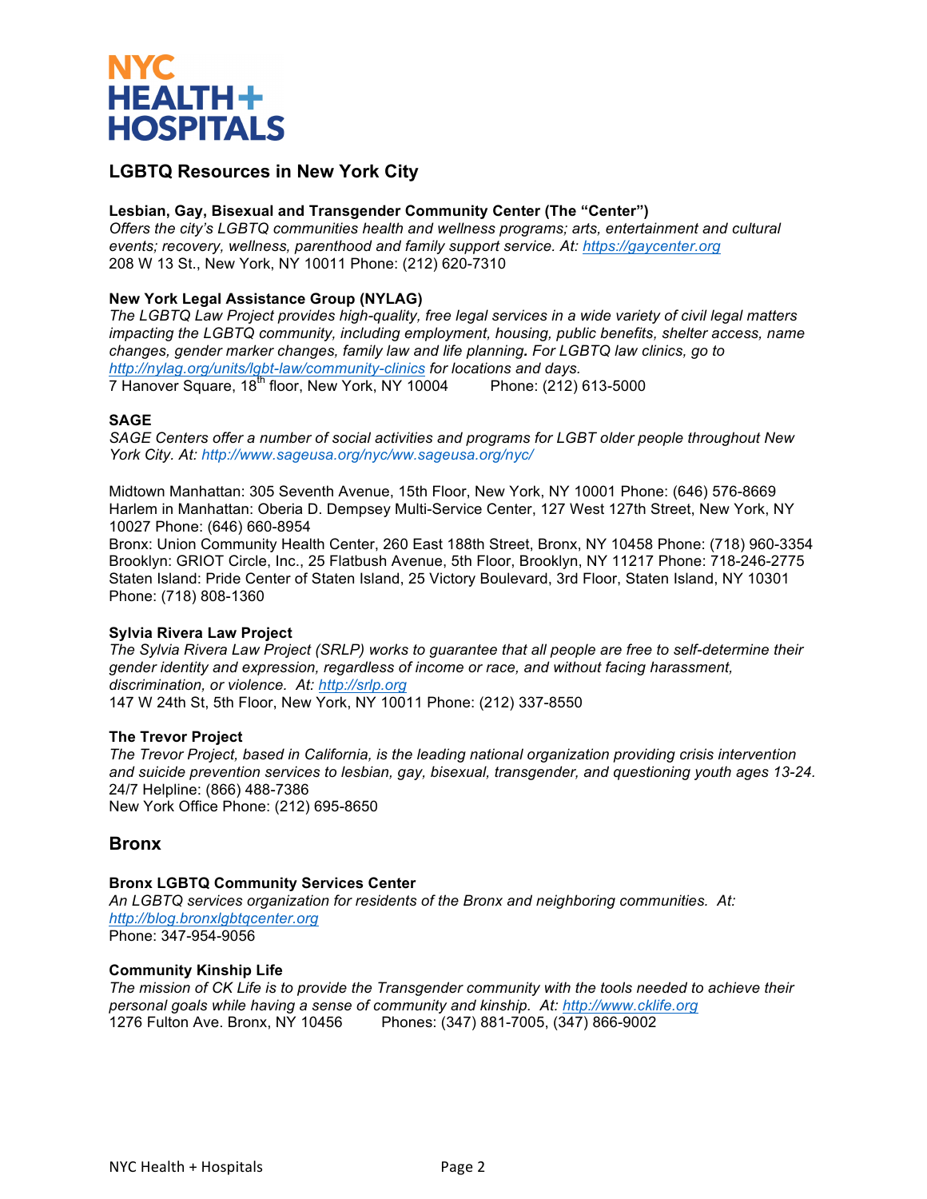NYC HEALTH+ HOSPITALS

## LGBTQ Resources in New York City

**Lesbian, Gay, Bisexual and Transgender Community Center (The "Center")**
*Offers the city's LGBTQ communities health and wellness programs; arts, entertainment and cultural events; recovery, wellness, parenthood and family support service. At: https://gaycenter.org*
208 W 13 St., New York, NY 10011 Phone: (212) 620-7310

**New York Legal Assistance Group (NYLAG)**
*The LGBTQ Law Project provides high-quality, free legal services in a wide variety of civil legal matters impacting the LGBTQ community, including employment, housing, public benefits, shelter access, name changes, gender marker changes, family law and life planning. For LGBTQ law clinics, go to http://nylag.org/units/lgbt-law/community-clinics for locations and days.*
7 Hanover Square, 18th floor, New York, NY 10004 Phone: (212) 613-5000

**SAGE**
*SAGE Centers offer a number of social activities and programs for LGBT older people throughout New York City. At: http://www.sageusa.org/nyc/ww.sageusa.org/nyc/*

Midtown Manhattan: 305 Seventh Avenue, 15th Floor, New York, NY 10001 Phone: (646) 576-8669
Harlem in Manhattan: Oberia D. Dempsey Multi-Service Center, 127 West 127th Street, New York, NY 10027 Phone: (646) 660-8954
Bronx: Union Community Health Center, 260 East 188th Street, Bronx, NY 10458 Phone: (718) 960-3354
Brooklyn: GRIOT Circle, Inc., 25 Flatbush Avenue, 5th Floor, Brooklyn, NY 11217 Phone: 718-246-2775
Staten Island: Pride Center of Staten Island, 25 Victory Boulevard, 3rd Floor, Staten Island, NY 10301 Phone: (718) 808-1360

**Sylvia Rivera Law Project**
*The Sylvia Rivera Law Project (SRLP) works to guarantee that all people are free to self-determine their gender identity and expression, regardless of income or race, and without facing harassment, discrimination, or violence. At: http://srlp.org*
147 W 24th St, 5th Floor, New York, NY 10011 Phone: (212) 337-8550

**The Trevor Project**
*The Trevor Project, based in California, is the leading national organization providing crisis intervention and suicide prevention services to lesbian, gay, bisexual, transgender, and questioning youth ages 13-24.*
24/7 Helpline: (866) 488-7386
New York Office Phone: (212) 695-8650

## Bronx

**Bronx LGBTQ Community Services Center**
*An LGBTQ services organization for residents of the Bronx and neighboring communities. At: http://blog.bronxlgbtqcenter.org*
Phone: 347-954-9056

**Community Kinship Life**
*The mission of CK Life is to provide the Transgender community with the tools needed to achieve their personal goals while having a sense of community and kinship. At: http://www.cklife.org*
1276 Fulton Ave. Bronx, NY 10456 Phones: (347) 881-7005, (347) 866-9002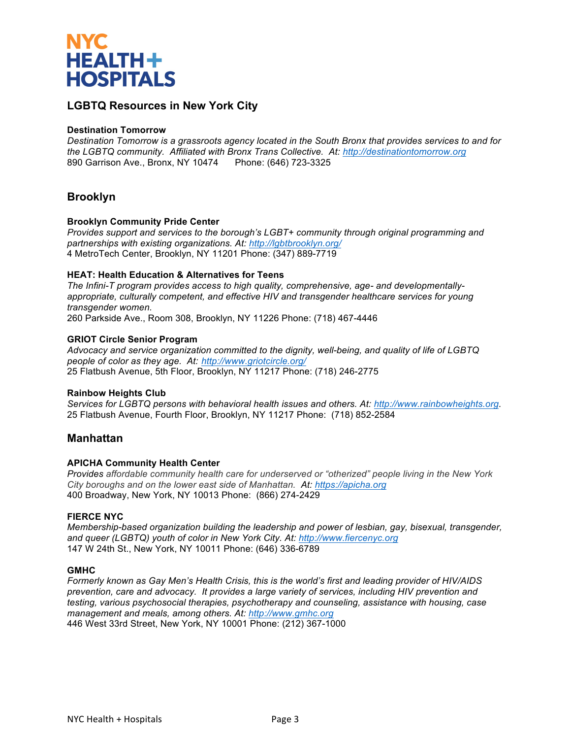# NYC HEALTH + HOSPITALS

## LGBTQ Resources in New York City

**Destination Tomorrow**
*Destination Tomorrow is a grassroots agency located in the South Bronx that provides services to and for the LGBTQ community. Affiliated with Bronx Trans Collective. At: http://destinationtomorrow.org*
890 Garrison Ave., Bronx, NY 10474  Phone: (646) 723-3325

## Brooklyn

**Brooklyn Community Pride Center**
*Provides support and services to the borough's LGBT+ community through original programming and partnerships with existing organizations. At: http://lgbtbrooklyn.org/*
4 MetroTech Center, Brooklyn, NY 11201 Phone: (347) 889-7719

**HEAT: Health Education & Alternatives for Teens**
*The Infini-T program provides access to high quality, comprehensive, age- and developmentally-appropriate, culturally competent, and effective HIV and transgender healthcare services for young transgender women.*
260 Parkside Ave., Room 308, Brooklyn, NY 11226 Phone: (718) 467-4446

**GRIOT Circle Senior Program**
*Advocacy and service organization committed to the dignity, well-being, and quality of life of LGBTQ people of color as they age. At: http://www.griotcircle.org/*
25 Flatbush Avenue, 5th Floor, Brooklyn, NY 11217 Phone: (718) 246-2775

**Rainbow Heights Club**
*Services for LGBTQ persons with behavioral health issues and others. At: http://www.rainbowheights.org.*
25 Flatbush Avenue, Fourth Floor, Brooklyn, NY 11217 Phone: (718) 852-2584

## Manhattan

**APICHA Community Health Center**
*Provides affordable community health care for underserved or "otherized" people living in the New York City boroughs and on the lower east side of Manhattan. At: https://apicha.org*
400 Broadway, New York, NY 10013 Phone: (866) 274-2429

**FIERCE NYC**
*Membership-based organization building the leadership and power of lesbian, gay, bisexual, transgender, and queer (LGBTQ) youth of color in New York City. At: http://www.fiercenyc.org*
147 W 24th St., New York, NY 10011 Phone: (646) 336-6789

**GMHC**
*Formerly known as Gay Men's Health Crisis, this is the world's first and leading provider of HIV/AIDS prevention, care and advocacy. It provides a large variety of services, including HIV prevention and testing, various psychosocial therapies, psychotherapy and counseling, assistance with housing, case management and meals, among others. At: http://www.gmhc.org*
446 West 33rd Street, New York, NY 10001 Phone: (212) 367-1000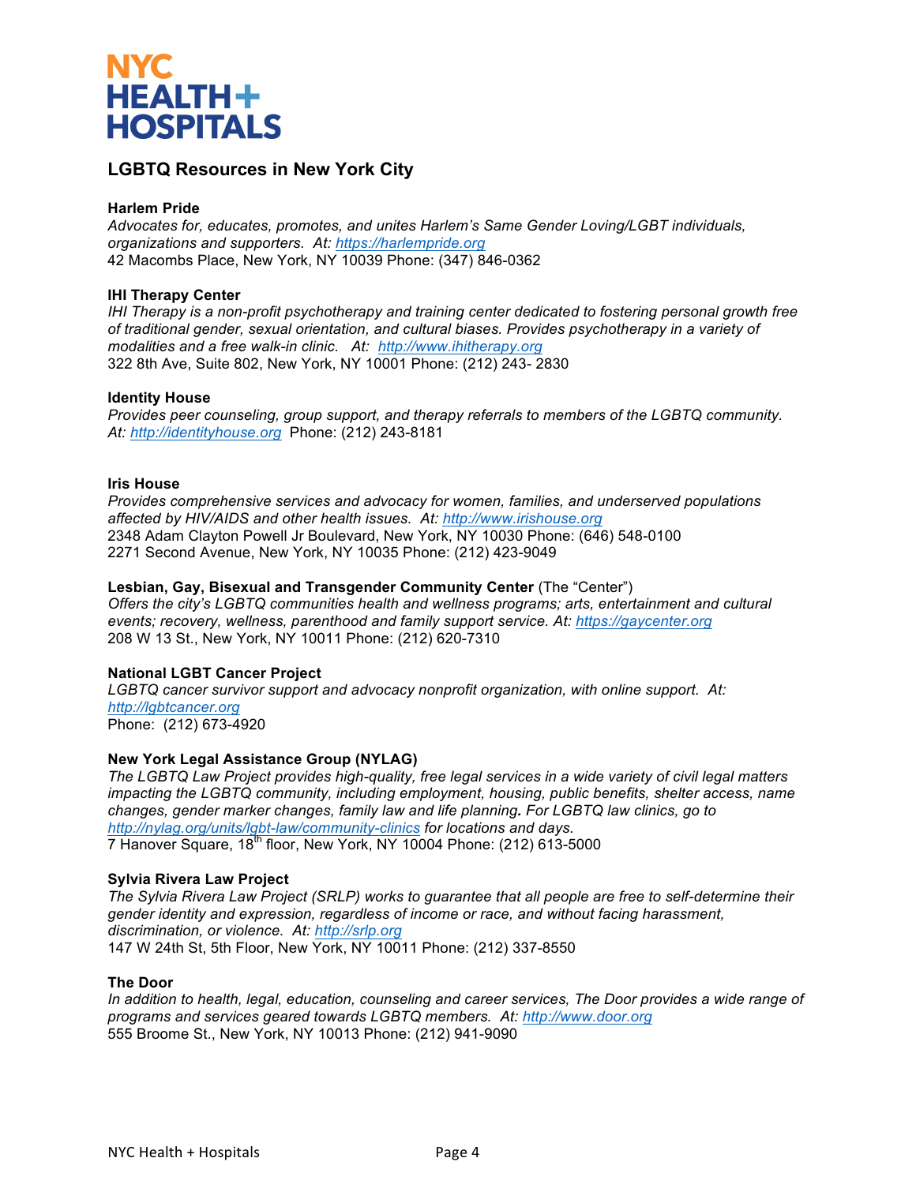**NYC HEALTH + HOSPITALS**

## LGBTQ Resources in New York City

**Harlem Pride**
*Advocates for, educates, promotes, and unites Harlem's Same Gender Loving/LGBT individuals, organizations and supporters. At: https://harlempride.org*
42 Macombs Place, New York, NY 10039 Phone: (347) 846-0362

**IHI Therapy Center**
*IHI Therapy is a non-profit psychotherapy and training center dedicated to fostering personal growth free of traditional gender, sexual orientation, and cultural biases. Provides psychotherapy in a variety of modalities and a free walk-in clinic. At: http://www.ihitherapy.org*
322 8th Ave, Suite 802, New York, NY 10001 Phone: (212) 243- 2830

**Identity House**
*Provides peer counseling, group support, and therapy referrals to members of the LGBTQ community. At: http://identityhouse.org* Phone: (212) 243-8181

**Iris House**
*Provides comprehensive services and advocacy for women, families, and underserved populations affected by HIV/AIDS and other health issues. At: http://www.irishouse.org*
2348 Adam Clayton Powell Jr Boulevard, New York, NY 10030 Phone: (646) 548-0100
2271 Second Avenue, New York, NY 10035 Phone: (212) 423-9049

**Lesbian, Gay, Bisexual and Transgender Community Center** (The "Center")
*Offers the city's LGBTQ communities health and wellness programs; arts, entertainment and cultural events; recovery, wellness, parenthood and family support service. At: https://gaycenter.org*
208 W 13 St., New York, NY 10011 Phone: (212) 620-7310

**National LGBT Cancer Project**
*LGBTQ cancer survivor support and advocacy nonprofit organization, with online support. At: http://lgbtcancer.org*
Phone: (212) 673-4920

**New York Legal Assistance Group (NYLAG)**
*The LGBTQ Law Project provides high-quality, free legal services in a wide variety of civil legal matters impacting the LGBTQ community, including employment, housing, public benefits, shelter access, name changes, gender marker changes, family law and life planning. For LGBTQ law clinics, go to http://nylag.org/units/lgbt-law/community-clinics for locations and days.*
7 Hanover Square, 18th floor, New York, NY 10004 Phone: (212) 613-5000

**Sylvia Rivera Law Project**
*The Sylvia Rivera Law Project (SRLP) works to guarantee that all people are free to self-determine their gender identity and expression, regardless of income or race, and without facing harassment, discrimination, or violence. At: http://srlp.org*
147 W 24th St, 5th Floor, New York, NY 10011 Phone: (212) 337-8550

**The Door**
*In addition to health, legal, education, counseling and career services, The Door provides a wide range of programs and services geared towards LGBTQ members. At: http://www.door.org*
555 Broome St., New York, NY 10013 Phone: (212) 941-9090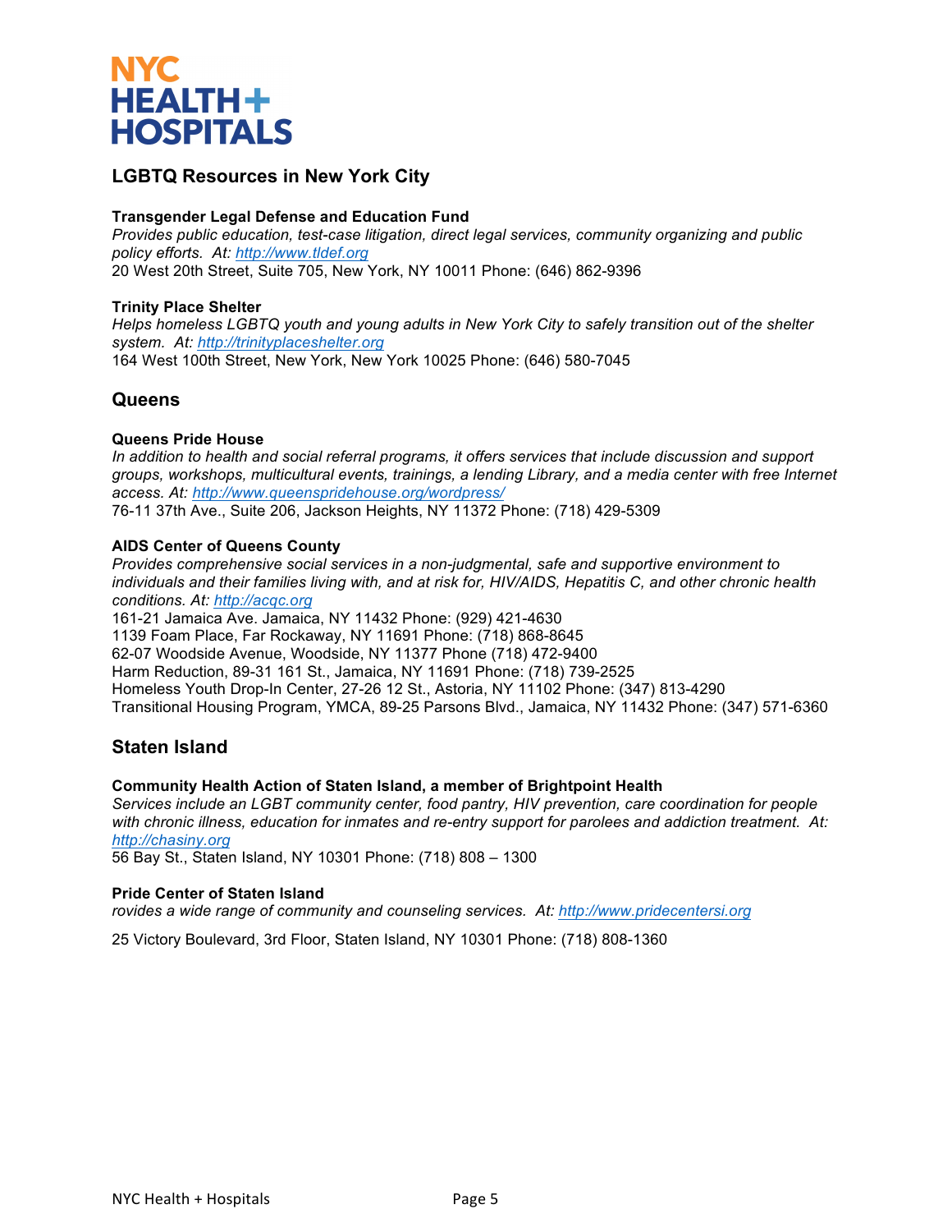# NYC HEALTH+ HOSPITALS

## LGBTQ Resources in New York City

**Transgender Legal Defense and Education Fund**
*Provides public education, test-case litigation, direct legal services, community organizing and public policy efforts. At: http://www.tldef.org*
20 West 20th Street, Suite 705, New York, NY 10011 Phone: (646) 862-9396

**Trinity Place Shelter**
*Helps homeless LGBTQ youth and young adults in New York City to safely transition out of the shelter system. At: http://trinityplaceshelter.org*
164 West 100th Street, New York, New York 10025 Phone: (646) 580-7045

## Queens

**Queens Pride House**
*In addition to health and social referral programs, it offers services that include discussion and support groups, workshops, multicultural events, trainings, a lending Library, and a media center with free Internet access. At: http://www.queenspridehouse.org/wordpress/*
76-11 37th Ave., Suite 206, Jackson Heights, NY 11372 Phone: (718) 429-5309

**AIDS Center of Queens County**
*Provides comprehensive social services in a non-judgmental, safe and supportive environment to individuals and their families living with, and at risk for, HIV/AIDS, Hepatitis C, and other chronic health conditions. At: http://acqc.org*
161-21 Jamaica Ave. Jamaica, NY 11432 Phone: (929) 421-4630
1139 Foam Place, Far Rockaway, NY 11691 Phone: (718) 868-8645
62-07 Woodside Avenue, Woodside, NY 11377 Phone (718) 472-9400
Harm Reduction, 89-31 161 St., Jamaica, NY 11691 Phone: (718) 739-2525
Homeless Youth Drop-In Center, 27-26 12 St., Astoria, NY 11102 Phone: (347) 813-4290
Transitional Housing Program, YMCA, 89-25 Parsons Blvd., Jamaica, NY 11432 Phone: (347) 571-6360

## Staten Island

**Community Health Action of Staten Island, a member of Brightpoint Health**
*Services include an LGBT community center, food pantry, HIV prevention, care coordination for people with chronic illness, education for inmates and re-entry support for parolees and addiction treatment. At: http://chasiny.org*
56 Bay St., Staten Island, NY 10301 Phone: (718) 808 – 1300

**Pride Center of Staten Island**
*rovides a wide range of community and counseling services. At: http://www.pridecentersi.org*

25 Victory Boulevard, 3rd Floor, Staten Island, NY 10301 Phone: (718) 808-1360